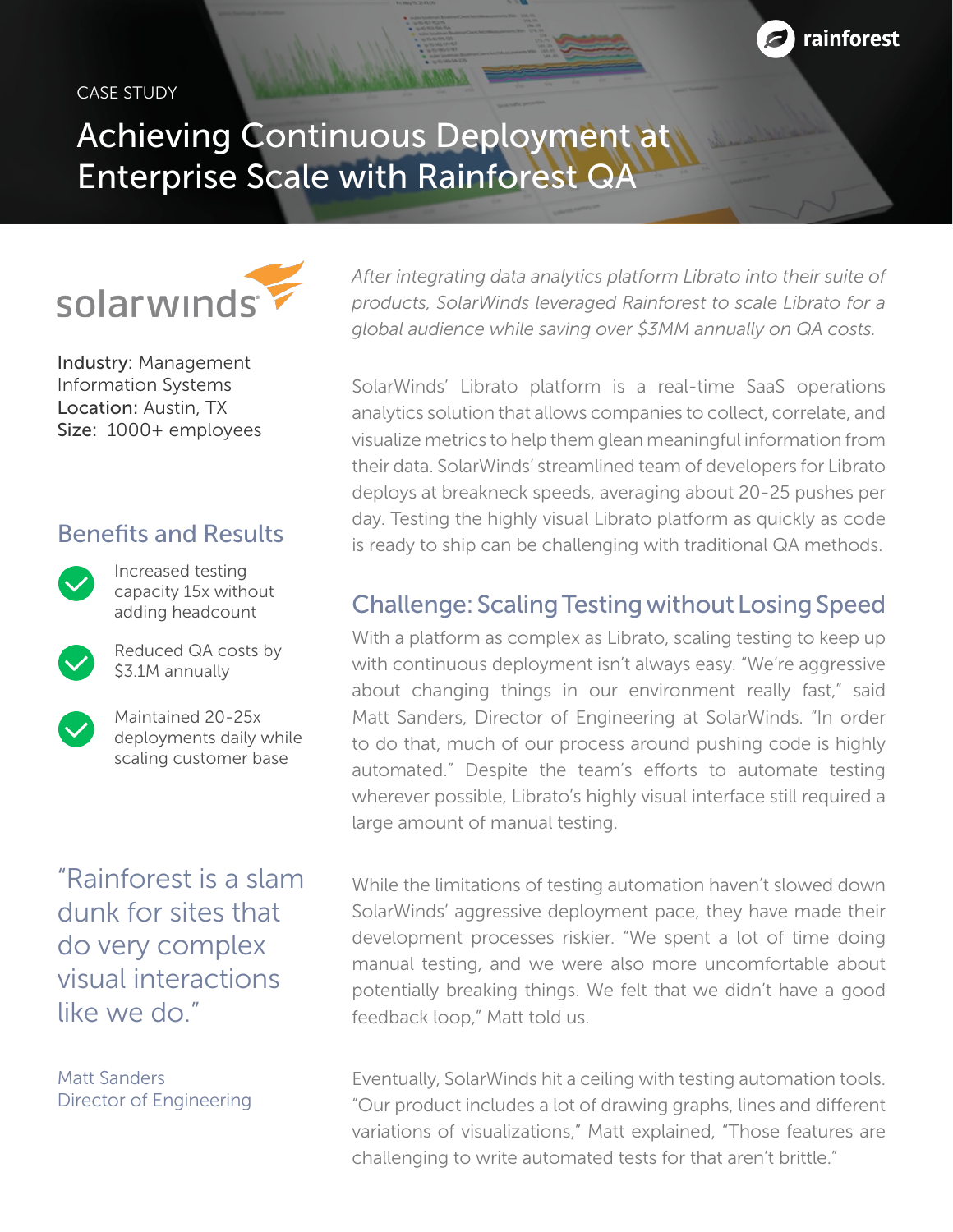CASE STUDY

# Achieving Continuous Deployment at Enterprise Scale with Rainforest QA

solarwinds

Industry: Management Information Systems
Location: Austin, TX
Size: 1000+ employees

## Benefits and Results

- Increased testing capacity 15x without adding headcount
- Reduced QA costs by $3.1M annually
- Maintained 20-25x deployments daily while scaling customer base

"Rainforest is a slam dunk for sites that do very complex visual interactions like we do."

Matt Sanders
Director of Engineering

*After integrating data analytics platform Librato into their suite of products, SolarWinds leveraged Rainforest to scale Librato for a global audience while saving over $3MM annually on QA costs.*

SolarWinds' Librato platform is a real-time SaaS operations analytics solution that allows companies to collect, correlate, and visualize metrics to help them glean meaningful information from their data. SolarWinds' streamlined team of developers for Librato deploys at breakneck speeds, averaging about 20-25 pushes per day. Testing the highly visual Librato platform as quickly as code is ready to ship can be challenging with traditional QA methods.

## Challenge: Scaling Testing without Losing Speed

With a platform as complex as Librato, scaling testing to keep up with continuous deployment isn't always easy. "We're aggressive about changing things in our environment really fast," said Matt Sanders, Director of Engineering at SolarWinds. "In order to do that, much of our process around pushing code is highly automated." Despite the team's efforts to automate testing wherever possible, Librato's highly visual interface still required a large amount of manual testing.

While the limitations of testing automation haven't slowed down SolarWinds' aggressive deployment pace, they have made their development processes riskier. "We spent a lot of time doing manual testing, and we were also more uncomfortable about potentially breaking things. We felt that we didn't have a good feedback loop," Matt told us.

Eventually, SolarWinds hit a ceiling with testing automation tools. "Our product includes a lot of drawing graphs, lines and different variations of visualizations," Matt explained, "Those features are challenging to write automated tests for that aren't brittle."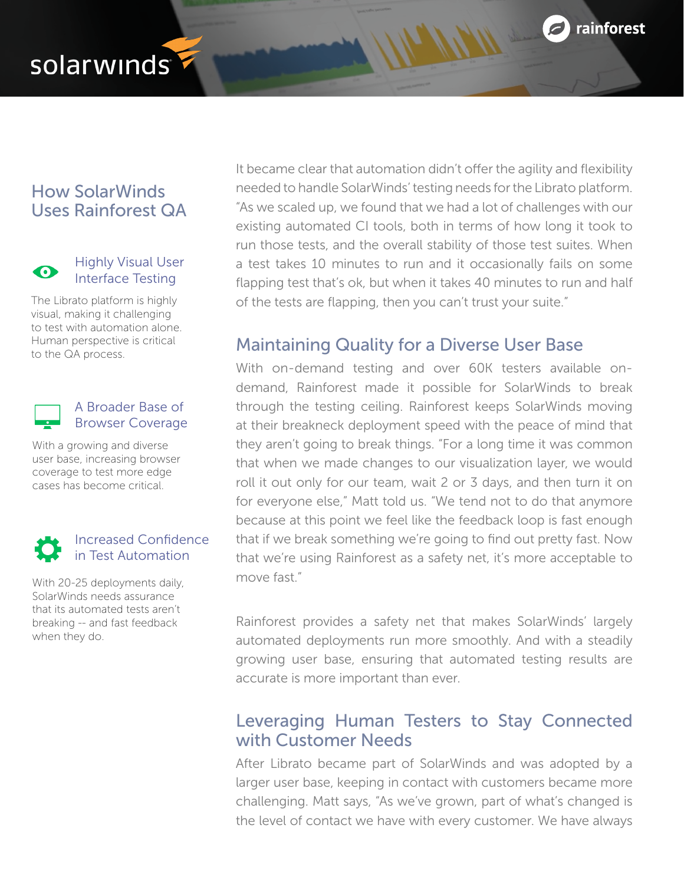## How SolarWinds Uses Rainforest QA

### Highly Visual User Interface Testing

The Librato platform is highly visual, making it challenging to test with automation alone. Human perspective is critical to the QA process.

### A Broader Base of Browser Coverage

With a growing and diverse user base, increasing browser coverage to test more edge cases has become critical.

### Increased Confidence in Test Automation

With 20-25 deployments daily, SolarWinds needs assurance that its automated tests aren't breaking -- and fast feedback when they do.

It became clear that automation didn't offer the agility and flexibility needed to handle SolarWinds' testing needs for the Librato platform. "As we scaled up, we found that we had a lot of challenges with our existing automated CI tools, both in terms of how long it took to run those tests, and the overall stability of those test suites. When a test takes 10 minutes to run and it occasionally fails on some flapping test that's ok, but when it takes 40 minutes to run and half of the tests are flapping, then you can't trust your suite."

## Maintaining Quality for a Diverse User Base

With on-demand testing and over 60K testers available on-demand, Rainforest made it possible for SolarWinds to break through the testing ceiling. Rainforest keeps SolarWinds moving at their breakneck deployment speed with the peace of mind that they aren't going to break things. "For a long time it was common that when we made changes to our visualization layer, we would roll it out only for our team, wait 2 or 3 days, and then turn it on for everyone else," Matt told us. "We tend not to do that anymore because at this point we feel like the feedback loop is fast enough that if we break something we're going to find out pretty fast. Now that we're using Rainforest as a safety net, it's more acceptable to move fast."

Rainforest provides a safety net that makes SolarWinds' largely automated deployments run more smoothly. And with a steadily growing user base, ensuring that automated testing results are accurate is more important than ever.

## Leveraging Human Testers to Stay Connected with Customer Needs

After Librato became part of SolarWinds and was adopted by a larger user base, keeping in contact with customers became more challenging. Matt says, "As we've grown, part of what's changed is the level of contact we have with every customer. We have always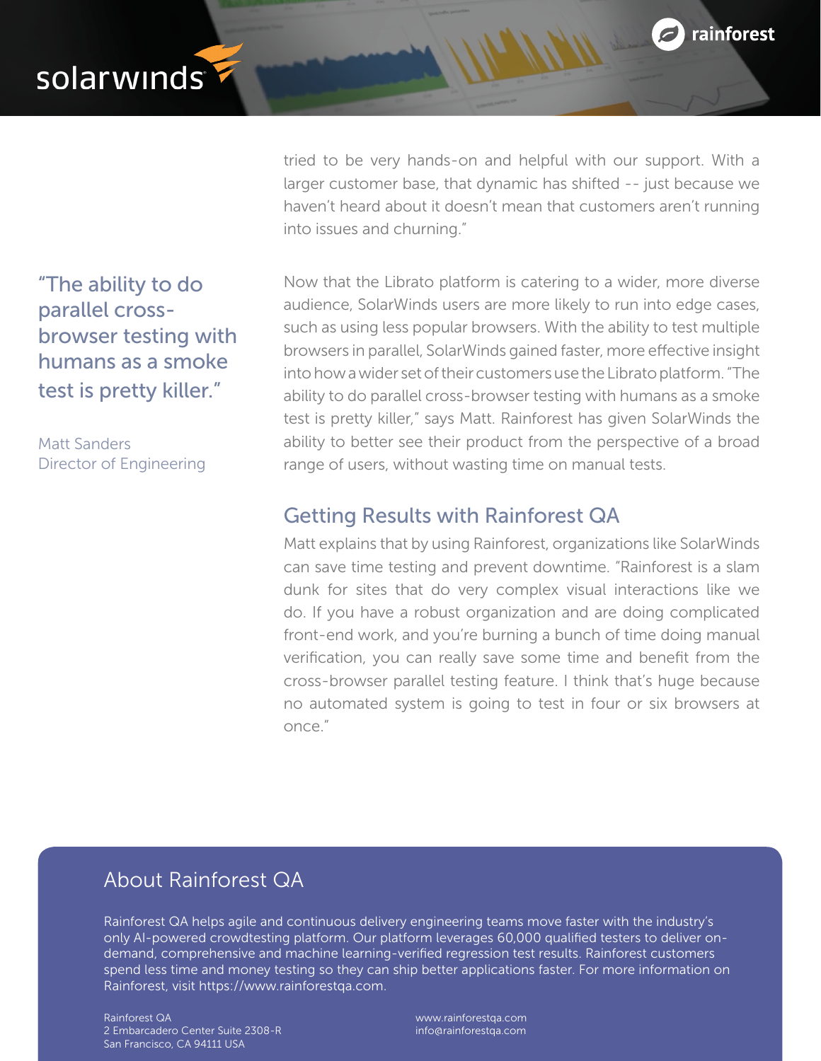tried to be very hands-on and helpful with our support. With a larger customer base, that dynamic has shifted -- just because we haven't heard about it doesn't mean that customers aren't running into issues and churning."

> "The ability to do parallel cross-browser testing with humans as a smoke test is pretty killer."
>
> Matt Sanders
> Director of Engineering

Now that the Librato platform is catering to a wider, more diverse audience, SolarWinds users are more likely to run into edge cases, such as using less popular browsers. With the ability to test multiple browsers in parallel, SolarWinds gained faster, more effective insight into how a wider set of their customers use the Librato platform. "The ability to do parallel cross-browser testing with humans as a smoke test is pretty killer," says Matt. Rainforest has given SolarWinds the ability to better see their product from the perspective of a broad range of users, without wasting time on manual tests.

## Getting Results with Rainforest QA

Matt explains that by using Rainforest, organizations like SolarWinds can save time testing and prevent downtime. "Rainforest is a slam dunk for sites that do very complex visual interactions like we do. If you have a robust organization and are doing complicated front-end work, and you're burning a bunch of time doing manual verification, you can really save some time and benefit from the cross-browser parallel testing feature. I think that's huge because no automated system is going to test in four or six browsers at once."

## About Rainforest QA

Rainforest QA helps agile and continuous delivery engineering teams move faster with the industry's only AI-powered crowdtesting platform. Our platform leverages 60,000 qualified testers to deliver on-demand, comprehensive and machine learning-verified regression test results. Rainforest customers spend less time and money testing so they can ship better applications faster. For more information on Rainforest, visit https://www.rainforestqa.com.

Rainforest QA
2 Embarcadero Center Suite 2308-R
San Francisco, CA 94111 USA

www.rainforestqa.com
info@rainforestqa.com